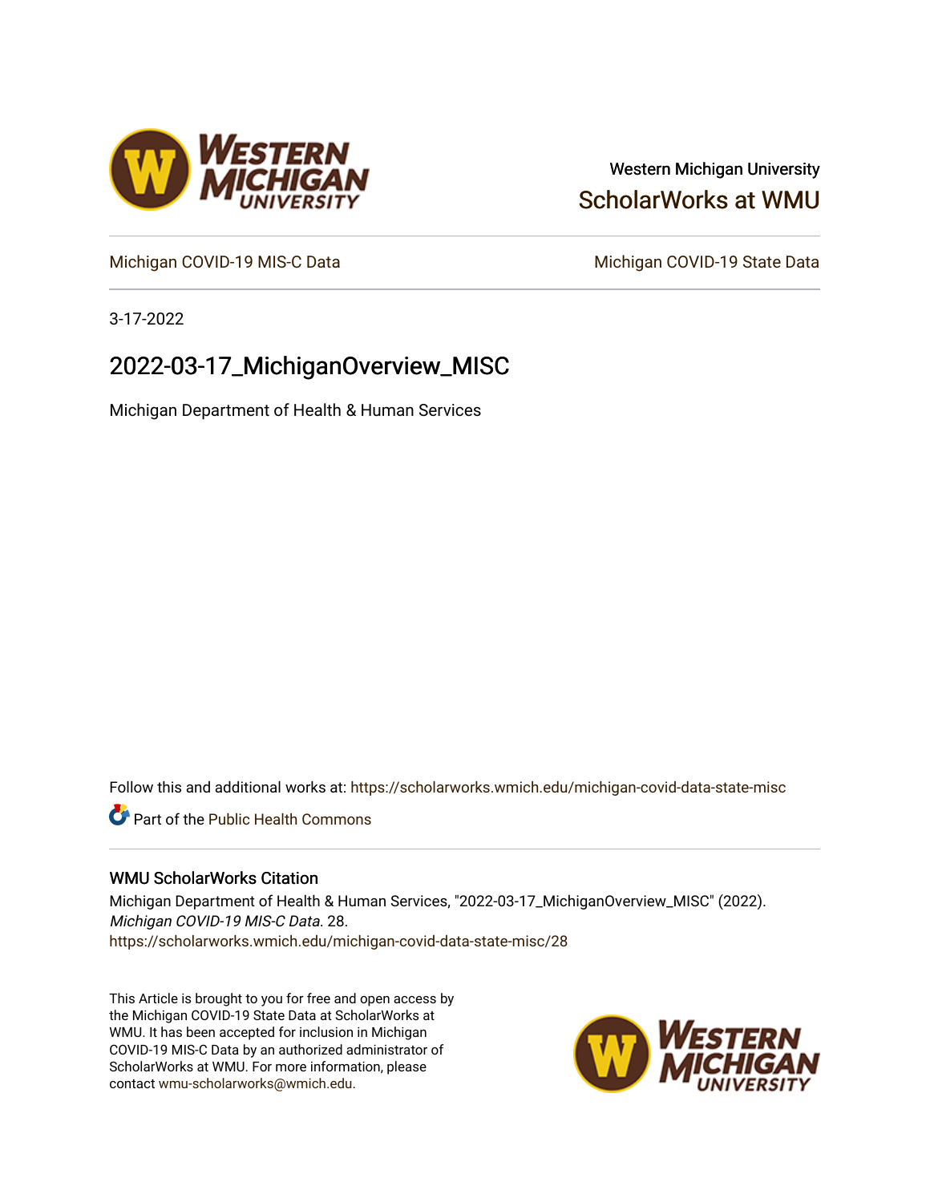Western Michigan University

ScholarWorks at WMU

Michigan COVID-19 MIS-C Data

Michigan COVID-19 State Data

3-17-2022

# 2022-03-17_MichiganOverview_MISC

Michigan Department of Health & Human Services

Follow this and additional works at: https://scholarworks.wmich.edu/michigan-covid-data-state-misc

Part of the Public Health Commons

## WMU ScholarWorks Citation

Michigan Department of Health & Human Services, "2022-03-17_MichiganOverview_MISC" (2022). *Michigan COVID-19 MIS-C Data*. 28.
https://scholarworks.wmich.edu/michigan-covid-data-state-misc/28

This Article is brought to you for free and open access by the Michigan COVID-19 State Data at ScholarWorks at WMU. It has been accepted for inclusion in Michigan COVID-19 MIS-C Data by an authorized administrator of ScholarWorks at WMU. For more information, please contact wmu-scholarworks@wmich.edu.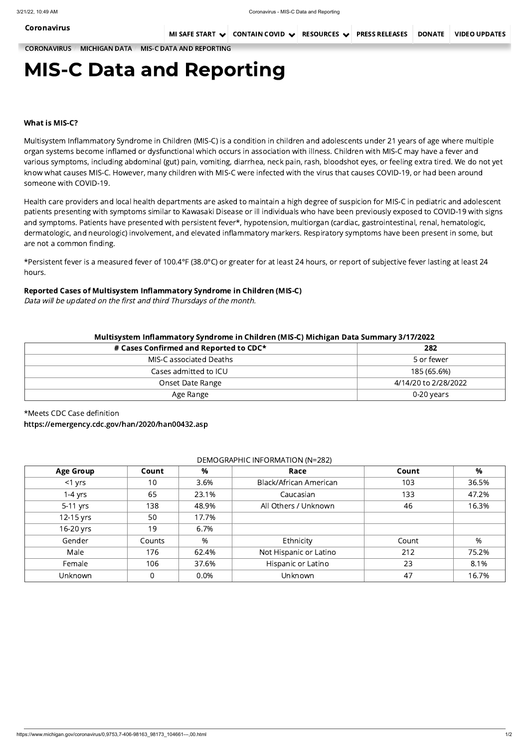Coronavirus

MI SAFE START | CONTAIN COVID | RESOURCES | PRESS RELEASES | DONATE | VIDEO UPDATES

CORONAVIRUS / MICHIGAN DATA / MIS-C DATA AND REPORTING

# MIS-C Data and Reporting

**What is MIS-C?**

Multisystem Inflammatory Syndrome in Children (MIS-C) is a condition in children and adolescents under 21 years of age where multiple organ systems become inflamed or dysfunctional which occurs in association with illness. Children with MIS-C may have a fever and various symptoms, including abdominal (gut) pain, vomiting, diarrhea, neck pain, rash, bloodshot eyes, or feeling extra tired. We do not yet know what causes MIS-C. However, many children with MIS-C were infected with the virus that causes COVID-19, or had been around someone with COVID-19.

Health care providers and local health departments are asked to maintain a high degree of suspicion for MIS-C in pediatric and adolescent patients presenting with symptoms similar to Kawasaki Disease or ill individuals who have been previously exposed to COVID-19 with signs and symptoms. Patients have presented with persistent fever*, hypotension, multiorgan (cardiac, gastrointestinal, renal, hematologic, dermatologic, and neurologic) involvement, and elevated inflammatory markers. Respiratory symptoms have been present in some, but are not a common finding.

*Persistent fever is a measured fever of 100.4°F (38.0°C) or greater for at least 24 hours, or report of subjective fever lasting at least 24 hours.

**Reported Cases of Multisystem Inflammatory Syndrome in Children (MIS-C)**
*Data will be updated on the first and third Thursdays of the month.*

**Multisystem Inflammatory Syndrome in Children (MIS-C) Michigan Data Summary 3/17/2022**

| # Cases Confirmed and Reported to CDC* | 282 |
|---|---|
| MIS-C associated Deaths | 5 or fewer |
| Cases admitted to ICU | 185 (65.6%) |
| Onset Date Range | 4/14/20 to 2/28/2022 |
| Age Range | 0-20 years |

*Meets CDC Case definition
**https://emergency.cdc.gov/han/2020/han00432.asp**

DEMOGRAPHIC INFORMATION (N=282)

| Age Group | Count | % | Race | Count | % |
|---|---|---|---|---|---|
| <1 yrs | 10 | 3.6% | Black/African American | 103 | 36.5% |
| 1-4 yrs | 65 | 23.1% | Caucasian | 133 | 47.2% |
| 5-11 yrs | 138 | 48.9% | All Others / Unknown | 46 | 16.3% |
| 12-15 yrs | 50 | 17.7% | | | |
| 16-20 yrs | 19 | 6.7% | | | |
| Gender | Counts | % | Ethnicity | Count | % |
| Male | 176 | 62.4% | Not Hispanic or Latino | 212 | 75.2% |
| Female | 106 | 37.6% | Hispanic or Latino | 23 | 8.1% |
| Unknown | 0 | 0.0% | Unknown | 47 | 16.7% |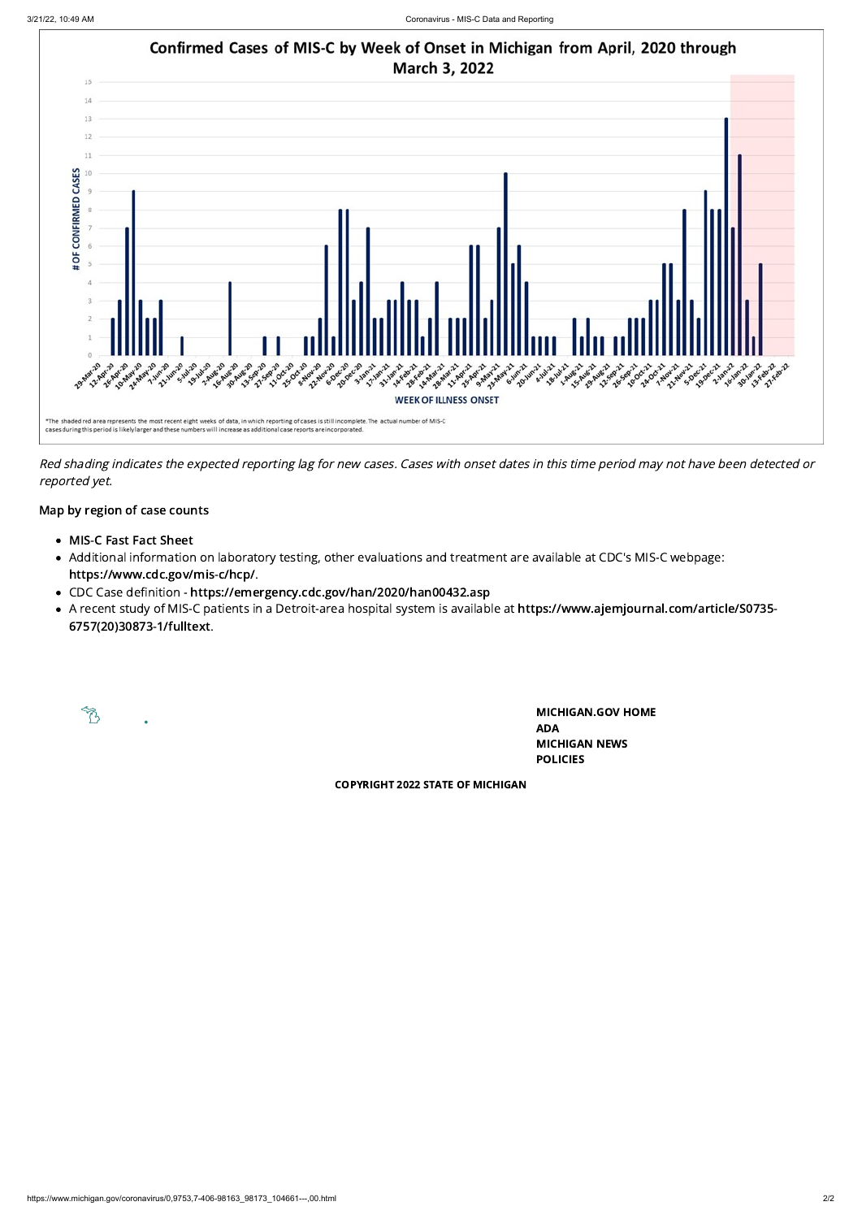Confirmed Cases of MIS-C by Week of Onset in Michigan from April, 2020 through March 3, 2022

15
14
13
12
11
10
9
8
7
6
5
4
3
2
1
0

# OF CONFIRMED CASES

29-Mar-20 12-Apr-20 26-Apr-20 10-May-20 24-May-20 7-Jun-20 21-Jun-20 5-Jul-20 19-Jul-20 2-Aug-20 16-Aug-20 30-Aug-20 13-Sep-20 27-Sep-20 11-Oct-20 25-Oct-20 8-Nov-20 22-Nov-20 6-Dec-20 20-Dec-20 3-Jan-21 17-Jan-21 31-Jan-21 14-Feb-21 28-Feb-21 14-Mar-21 28-Mar-21 11-Apr-21 25-Apr-21 9-May-21 23-May-21 6-Jun-21 20-Jun-21 4-Jul-21 18-Jul-21 1-Aug-21 15-Aug-21 29-Aug-21 12-Sep-21 26-Sep-21 10-Oct-21 24-Oct-21 7-Nov-21 21-Nov-21 5-Dec-21 19-Dec-21 2-Jan-22 16-Jan-22 30-Jan-22 13-Feb-22 27-Feb-22

WEEK OF ILLNESS ONSET

*The shaded red area represents the most recent eight weeks of data, in which reporting of cases is still incomplete. The actual number of MIS-C cases during this period is likely larger and these numbers will increase as additional case reports are incorporated.

*Red shading indicates the expected reporting lag for new cases. Cases with onset dates in this time period may not have been detected or reported yet.*

**Map by region of case counts**

- **MIS-C Fast Fact Sheet**
- Additional information on laboratory testing, other evaluations and treatment are available at CDC's MIS-C webpage: **https://www.cdc.gov/mis-c/hcp/**.
- CDC Case definition - **https://emergency.cdc.gov/han/2020/han00432.asp**
- A recent study of MIS-C patients in a Detroit-area hospital system is available at **https://www.ajemjournal.com/article/S0735-6757(20)30873-1/fulltext**.

**MICHIGAN.GOV HOME**
**ADA**
**MICHIGAN NEWS**
**POLICIES**

**COPYRIGHT 2022 STATE OF MICHIGAN**